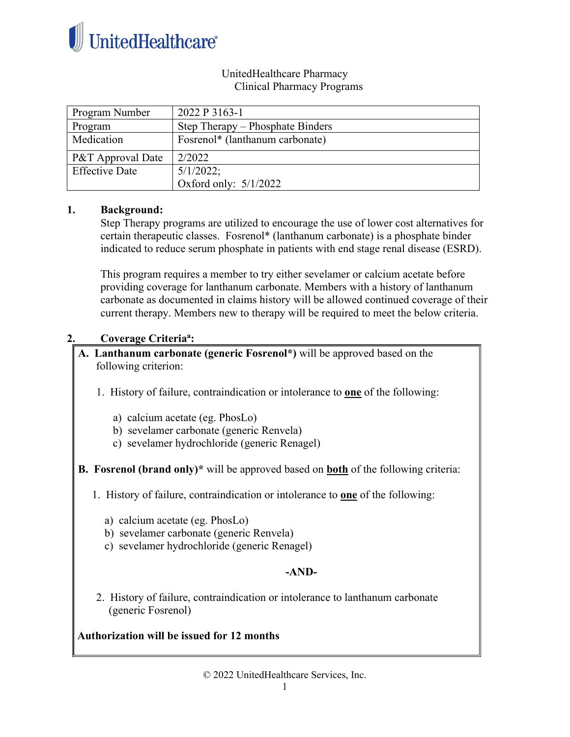UnitedHealthcare Pharmacy
Clinical Pharmacy Programs

| Program Number | 2022 P 3163-1 |
| --- | --- |
| Program | Step Therapy – Phosphate Binders |
| Medication | Fosrenol* (lanthanum carbonate) |
| P&T Approval Date | 2/2022 |
| Effective Date | 5/1/2022;<br>Oxford only: 5/1/2022 |

## 1. Background:

Step Therapy programs are utilized to encourage the use of lower cost alternatives for certain therapeutic classes. Fosrenol* (lanthanum carbonate) is a phosphate binder indicated to reduce serum phosphate in patients with end stage renal disease (ESRD).

This program requires a member to try either sevelamer or calcium acetate before providing coverage for lanthanum carbonate. Members with a history of lanthanum carbonate as documented in claims history will be allowed continued coverage of their current therapy. Members new to therapy will be required to meet the below criteria.

## 2. Coverage Criteria[a]:

**A. Lanthanum carbonate (generic Fosrenol*)** will be approved based on the following criterion:

1. History of failure, contraindication or intolerance to **one** of the following:

   a) calcium acetate (eg. PhosLo)
   b) sevelamer carbonate (generic Renvela)
   c) sevelamer hydrochloride (generic Renagel)

**B. Fosrenol (brand only)*** will be approved based on **both** of the following criteria:

1. History of failure, contraindication or intolerance to **one** of the following:

   a) calcium acetate (eg. PhosLo)
   b) sevelamer carbonate (generic Renvela)
   c) sevelamer hydrochloride (generic Renagel)

**-AND-**

2. History of failure, contraindication or intolerance to lanthanum carbonate (generic Fosrenol)

**Authorization will be issued for 12 months**

© 2022 UnitedHealthcare Services, Inc.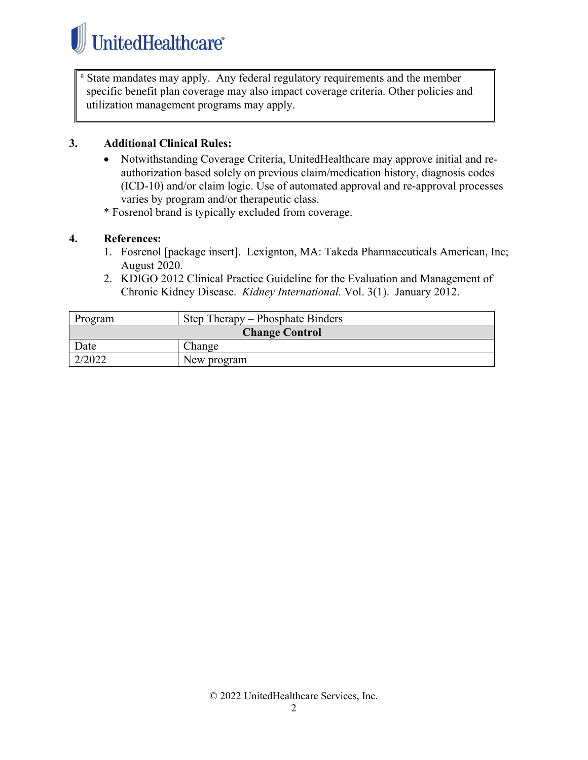[a] State mandates may apply. Any federal regulatory requirements and the member specific benefit plan coverage may also impact coverage criteria. Other policies and utilization management programs may apply.

**3. Additional Clinical Rules:**

- Notwithstanding Coverage Criteria, UnitedHealthcare may approve initial and re-authorization based solely on previous claim/medication history, diagnosis codes (ICD-10) and/or claim logic. Use of automated approval and re-approval processes varies by program and/or therapeutic class.

* Fosrenol brand is typically excluded from coverage.

**4. References:**

1. Fosrenol [package insert]. Lexignton, MA: Takeda Pharmaceuticals American, Inc; August 2020.
2. KDIGO 2012 Clinical Practice Guideline for the Evaluation and Management of Chronic Kidney Disease. *Kidney International.* Vol. 3(1). January 2012.

| Program | Step Therapy – Phosphate Binders |
|---|---|
| **Change Control** | |
| Date | Change |
| 2/2022 | New program |

© 2022 UnitedHealthcare Services, Inc.